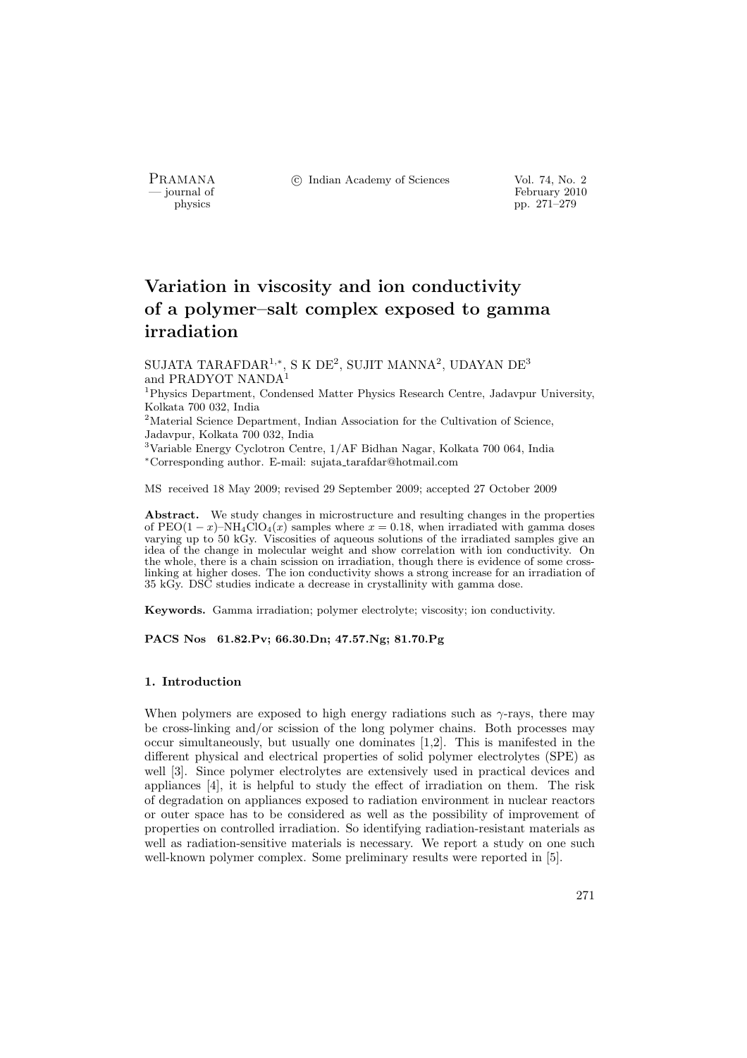# Variation in viscosity and ion conductivity of a polymer–salt complex exposed to gamma irradiation

SUJATA TARAFDAR[1,*], S K DE[2], SUJIT MANNA[2], UDAYAN DE[3] and PRADYOT NANDA[1]

[1]Physics Department, Condensed Matter Physics Research Centre, Jadavpur University, Kolkata 700 032, India

[2]Material Science Department, Indian Association for the Cultivation of Science, Jadavpur, Kolkata 700 032, India

[3]Variable Energy Cyclotron Centre, 1/AF Bidhan Nagar, Kolkata 700 064, India

[*]Corresponding author. E-mail: sujata_tarafdar@hotmail.com

MS received 18 May 2009; revised 29 September 2009; accepted 27 October 2009

**Abstract.** We study changes in microstructure and resulting changes in the properties of PEO$(1-x)$–$NH_4ClO_4(x)$ samples where $x = 0.18$, when irradiated with gamma doses varying up to 50 kGy. Viscosities of aqueous solutions of the irradiated samples give an idea of the change in molecular weight and show correlation with ion conductivity. On the whole, there is a chain scission on irradiation, though there is evidence of some cross-linking at higher doses. The ion conductivity shows a strong increase for an irradiation of 35 kGy. DSC studies indicate a decrease in crystallinity with gamma dose.

**Keywords.** Gamma irradiation; polymer electrolyte; viscosity; ion conductivity.

**PACS Nos 61.82.Pv; 66.30.Dn; 47.57.Ng; 81.70.Pg**

## 1. Introduction

When polymers are exposed to high energy radiations such as $\gamma$-rays, there may be cross-linking and/or scission of the long polymer chains. Both processes may occur simultaneously, but usually one dominates [1,2]. This is manifested in the different physical and electrical properties of solid polymer electrolytes (SPE) as well [3]. Since polymer electrolytes are extensively used in practical devices and appliances [4], it is helpful to study the effect of irradiation on them. The risk of degradation on appliances exposed to radiation environment in nuclear reactors or outer space has to be considered as well as the possibility of improvement of properties on controlled irradiation. So identifying radiation-resistant materials as well as radiation-sensitive materials is necessary. We report a study on one such well-known polymer complex. Some preliminary results were reported in [5].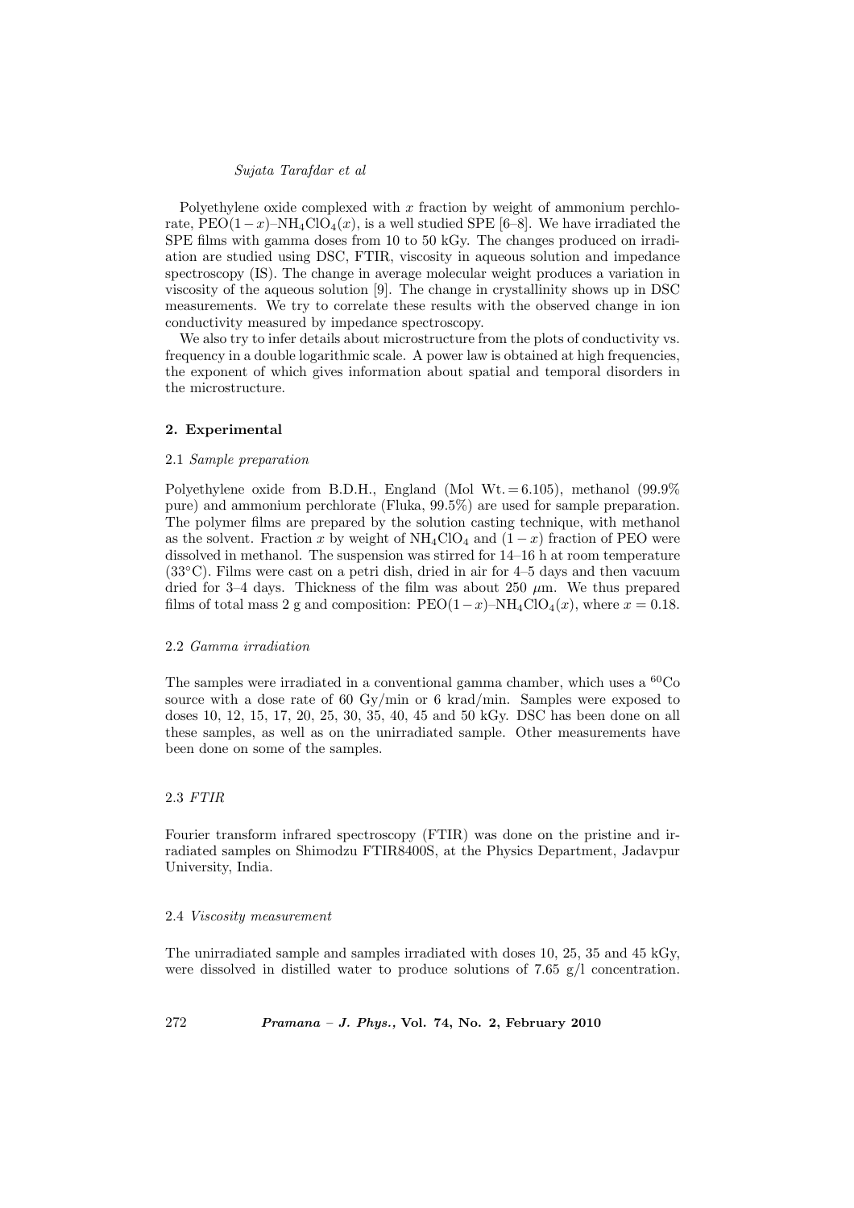Polyethylene oxide complexed with $x$ fraction by weight of ammonium perchlorate, $PEO(1-x)$–$NH_4ClO_4(x)$, is a well studied SPE [6–8]. We have irradiated the SPE films with gamma doses from 10 to 50 kGy. The changes produced on irradiation are studied using DSC, FTIR, viscosity in aqueous solution and impedance spectroscopy (IS). The change in average molecular weight produces a variation in viscosity of the aqueous solution [9]. The change in crystallinity shows up in DSC measurements. We try to correlate these results with the observed change in ion conductivity measured by impedance spectroscopy.

We also try to infer details about microstructure from the plots of conductivity vs. frequency in a double logarithmic scale. A power law is obtained at high frequencies, the exponent of which gives information about spatial and temporal disorders in the microstructure.

## 2. Experimental

### 2.1 *Sample preparation*

Polyethylene oxide from B.D.H., England (Mol Wt. = 6.105), methanol (99.9% pure) and ammonium perchlorate (Fluka, 99.5%) are used for sample preparation. The polymer films are prepared by the solution casting technique, with methanol as the solvent. Fraction $x$ by weight of $NH_4ClO_4$ and $(1-x)$ fraction of PEO were dissolved in methanol. The suspension was stirred for 14–16 h at room temperature (33°C). Films were cast on a petri dish, dried in air for 4–5 days and then vacuum dried for 3–4 days. Thickness of the film was about 250 $\mu$m. We thus prepared films of total mass 2 g and composition: $PEO(1-x)$–$NH_4ClO_4(x)$, where $x = 0.18$.

### 2.2 *Gamma irradiation*

The samples were irradiated in a conventional gamma chamber, which uses a $^{60}Co$ source with a dose rate of 60 Gy/min or 6 krad/min. Samples were exposed to doses 10, 12, 15, 17, 20, 25, 30, 35, 40, 45 and 50 kGy. DSC has been done on all these samples, as well as on the unirradiated sample. Other measurements have been done on some of the samples.

### 2.3 *FTIR*

Fourier transform infrared spectroscopy (FTIR) was done on the pristine and irradiated samples on Shimodzu FTIR8400S, at the Physics Department, Jadavpur University, India.

### 2.4 *Viscosity measurement*

The unirradiated sample and samples irradiated with doses 10, 25, 35 and 45 kGy, were dissolved in distilled water to produce solutions of 7.65 g/l concentration.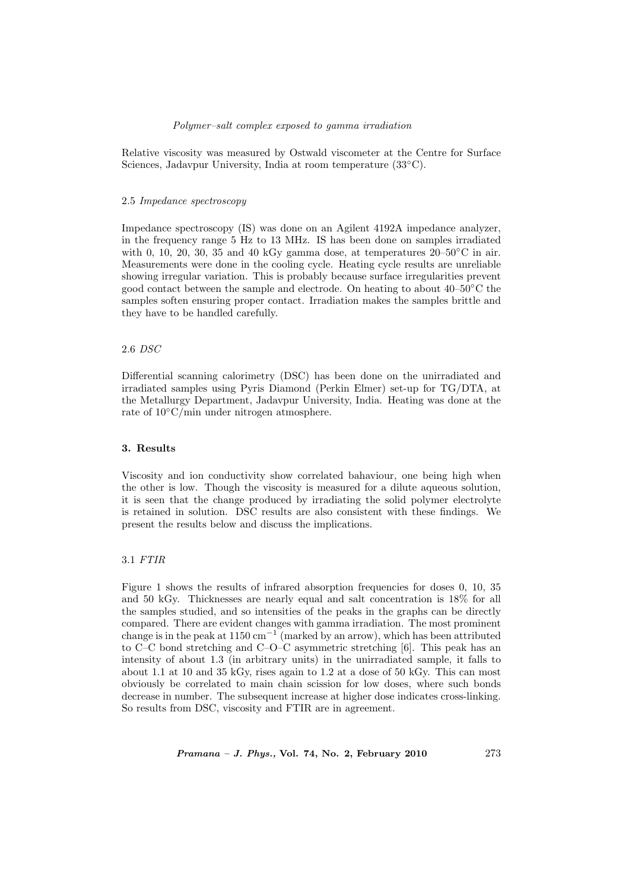Relative viscosity was measured by Ostwald viscometer at the Centre for Surface Sciences, Jadavpur University, India at room temperature (33°C).

### 2.5 *Impedance spectroscopy*

Impedance spectroscopy (IS) was done on an Agilent 4192A impedance analyzer, in the frequency range 5 Hz to 13 MHz. IS has been done on samples irradiated with 0, 10, 20, 30, 35 and 40 kGy gamma dose, at temperatures 20–50°C in air. Measurements were done in the cooling cycle. Heating cycle results are unreliable showing irregular variation. This is probably because surface irregularities prevent good contact between the sample and electrode. On heating to about 40–50°C the samples soften ensuring proper contact. Irradiation makes the samples brittle and they have to be handled carefully.

### 2.6 *DSC*

Differential scanning calorimetry (DSC) has been done on the unirradiated and irradiated samples using Pyris Diamond (Perkin Elmer) set-up for TG/DTA, at the Metallurgy Department, Jadavpur University, India. Heating was done at the rate of 10°C/min under nitrogen atmosphere.

## 3. Results

Viscosity and ion conductivity show correlated bahaviour, one being high when the other is low. Though the viscosity is measured for a dilute aqueous solution, it is seen that the change produced by irradiating the solid polymer electrolyte is retained in solution. DSC results are also consistent with these findings. We present the results below and discuss the implications.

### 3.1 *FTIR*

Figure 1 shows the results of infrared absorption frequencies for doses 0, 10, 35 and 50 kGy. Thicknesses are nearly equal and salt concentration is 18% for all the samples studied, and so intensities of the peaks in the graphs can be directly compared. There are evident changes with gamma irradiation. The most prominent change is in the peak at 1150 $\mathrm{cm}^{-1}$ (marked by an arrow), which has been attributed to C–C bond stretching and C–O–C asymmetric stretching [6]. This peak has an intensity of about 1.3 (in arbitrary units) in the unirradiated sample, it falls to about 1.1 at 10 and 35 kGy, rises again to 1.2 at a dose of 50 kGy. This can most obviously be correlated to main chain scission for low doses, where such bonds decrease in number. The subsequent increase at higher dose indicates cross-linking. So results from DSC, viscosity and FTIR are in agreement.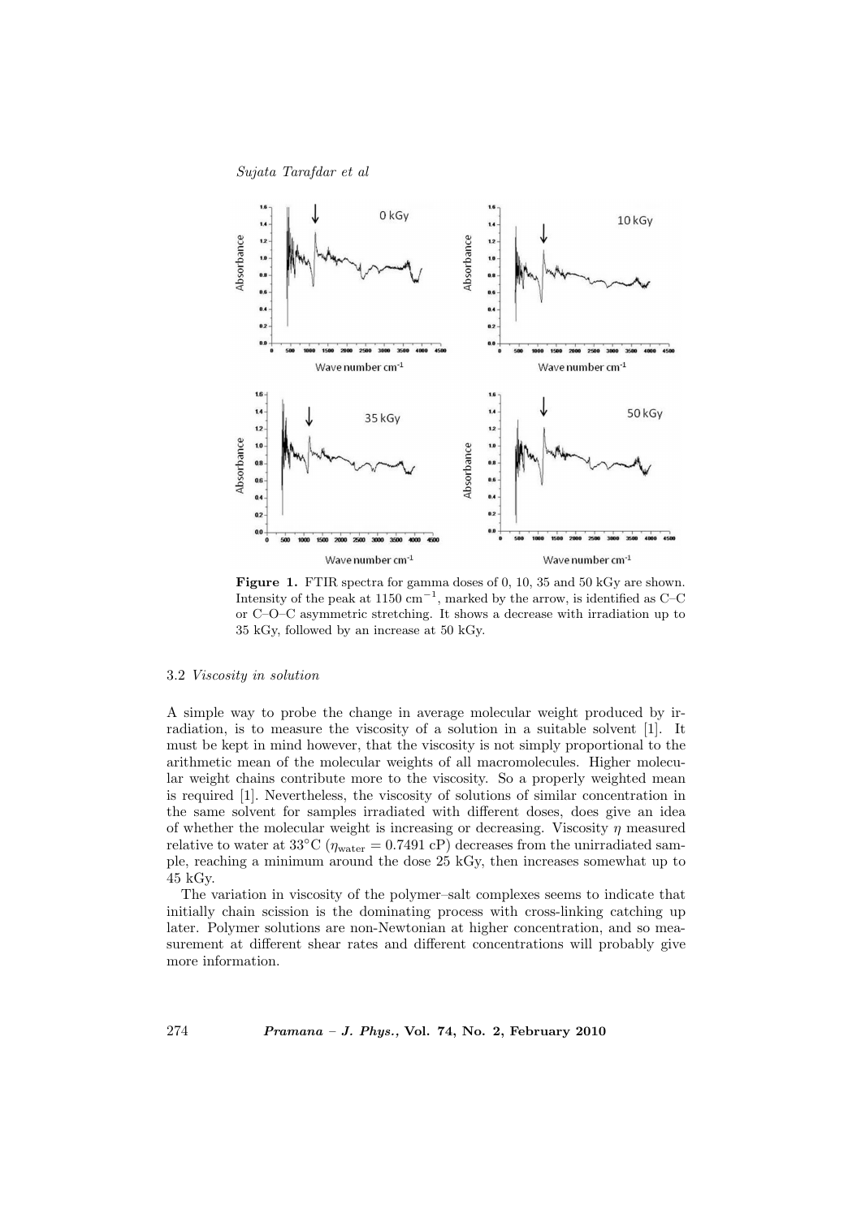**Figure 1.** FTIR spectra for gamma doses of 0, 10, 35 and 50 kGy are shown. Intensity of the peak at 1150 $\text{cm}^{-1}$, marked by the arrow, is identified as C–C or C–O–C asymmetric stretching. It shows a decrease with irradiation up to 35 kGy, followed by an increase at 50 kGy.

### 3.2 *Viscosity in solution*

A simple way to probe the change in average molecular weight produced by irradiation, is to measure the viscosity of a solution in a suitable solvent [1]. It must be kept in mind however, that the viscosity is not simply proportional to the arithmetic mean of the molecular weights of all macromolecules. Higher molecular weight chains contribute more to the viscosity. So a properly weighted mean is required [1]. Nevertheless, the viscosity of solutions of similar concentration in the same solvent for samples irradiated with different doses, does give an idea of whether the molecular weight is increasing or decreasing. Viscosity $\eta$ measured relative to water at 33°C ($\eta_{\text{water}} = 0.7491$ cP) decreases from the unirradiated sample, reaching a minimum around the dose 25 kGy, then increases somewhat up to 45 kGy.

The variation in viscosity of the polymer–salt complexes seems to indicate that initially chain scission is the dominating process with cross-linking catching up later. Polymer solutions are non-Newtonian at higher concentration, and so measurement at different shear rates and different concentrations will probably give more information.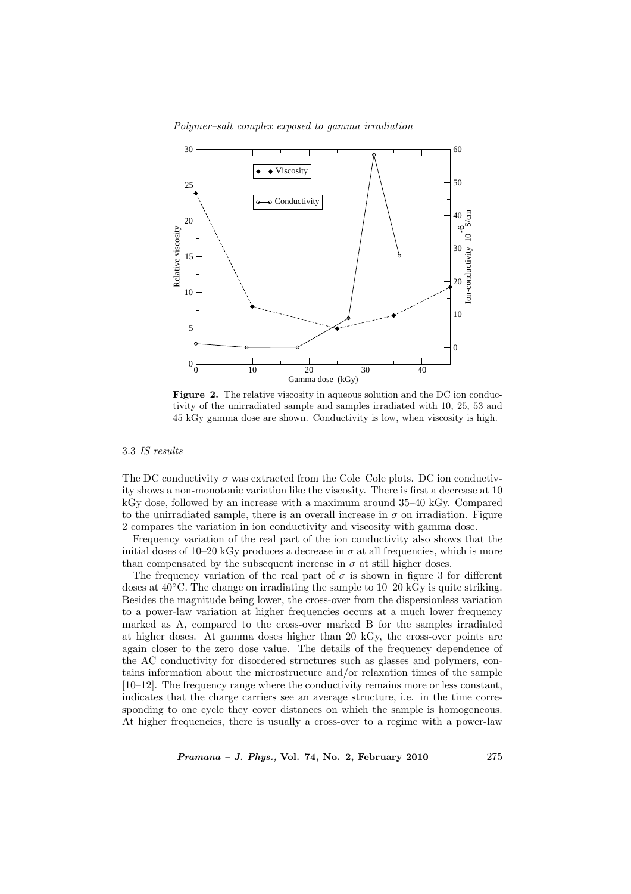**Figure 2.** The relative viscosity in aqueous solution and the DC ion conductivity of the unirradiated sample and samples irradiated with 10, 25, 53 and 45 kGy gamma dose are shown. Conductivity is low, when viscosity is high.

### 3.3 *IS results*

The DC conductivity $\sigma$ was extracted from the Cole–Cole plots. DC ion conductivity shows a non-monotonic variation like the viscosity. There is first a decrease at 10 kGy dose, followed by an increase with a maximum around 35–40 kGy. Compared to the unirradiated sample, there is an overall increase in $\sigma$ on irradiation. Figure 2 compares the variation in ion conductivity and viscosity with gamma dose.

Frequency variation of the real part of the ion conductivity also shows that the initial doses of 10–20 kGy produces a decrease in $\sigma$ at all frequencies, which is more than compensated by the subsequent increase in $\sigma$ at still higher doses.

The frequency variation of the real part of $\sigma$ is shown in figure 3 for different doses at 40°C. The change on irradiating the sample to 10–20 kGy is quite striking. Besides the magnitude being lower, the cross-over from the dispersionless variation to a power-law variation at higher frequencies occurs at a much lower frequency marked as A, compared to the cross-over marked B for the samples irradiated at higher doses. At gamma doses higher than 20 kGy, the cross-over points are again closer to the zero dose value. The details of the frequency dependence of the AC conductivity for disordered structures such as glasses and polymers, contains information about the microstructure and/or relaxation times of the sample [10–12]. The frequency range where the conductivity remains more or less constant, indicates that the charge carriers see an average structure, i.e. in the time corresponding to one cycle they cover distances on which the sample is homogeneous. At higher frequencies, there is usually a cross-over to a regime with a power-law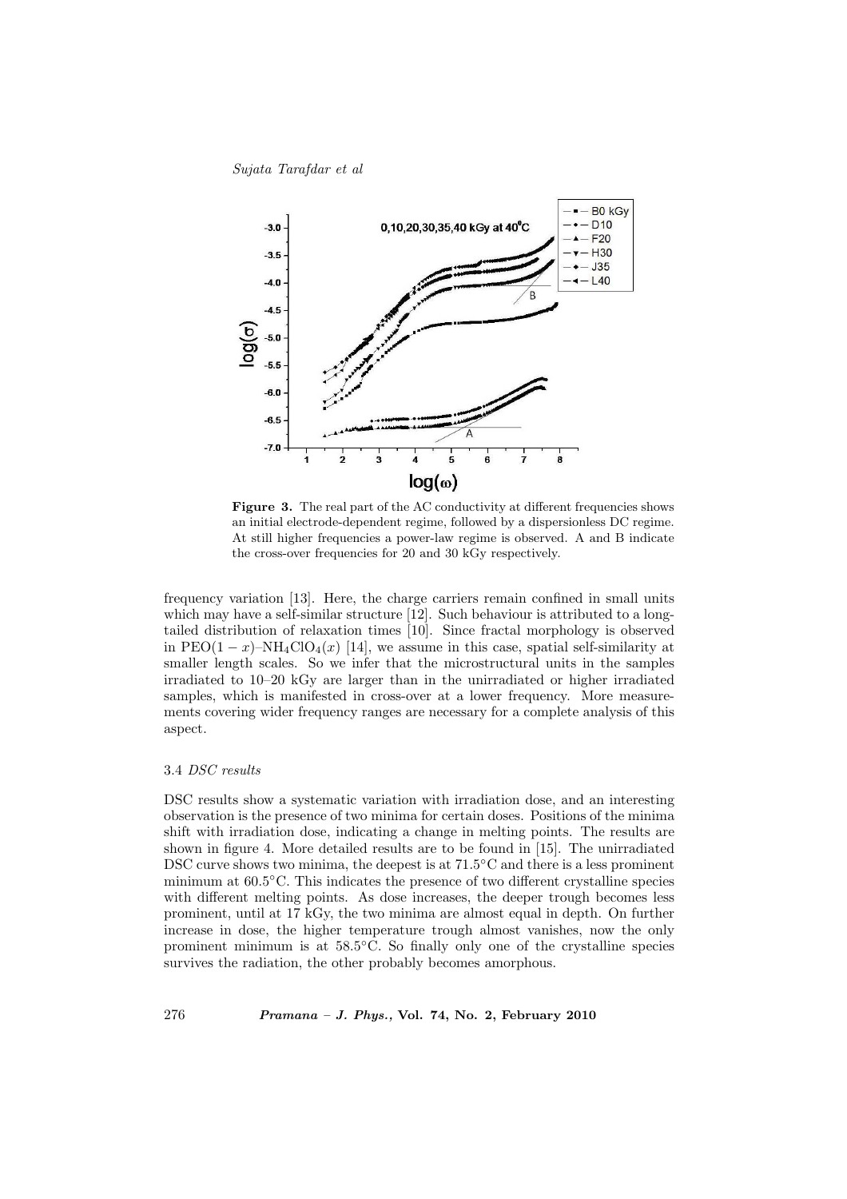**Figure 3.** The real part of the AC conductivity at different frequencies shows an initial electrode-dependent regime, followed by a dispersionless DC regime. At still higher frequencies a power-law regime is observed. A and B indicate the cross-over frequencies for 20 and 30 kGy respectively.

frequency variation [13]. Here, the charge carriers remain confined in small units which may have a self-similar structure [12]. Such behaviour is attributed to a long-tailed distribution of relaxation times [10]. Since fractal morphology is observed in PEO$(1-x)$–$NH_4ClO_4(x)$ [14], we assume in this case, spatial self-similarity at smaller length scales. So we infer that the microstructural units in the samples irradiated to 10–20 kGy are larger than in the unirradiated or higher irradiated samples, which is manifested in cross-over at a lower frequency. More measurements covering wider frequency ranges are necessary for a complete analysis of this aspect.

### 3.4 *DSC results*

DSC results show a systematic variation with irradiation dose, and an interesting observation is the presence of two minima for certain doses. Positions of the minima shift with irradiation dose, indicating a change in melting points. The results are shown in figure 4. More detailed results are to be found in [15]. The unirradiated DSC curve shows two minima, the deepest is at 71.5°C and there is a less prominent minimum at 60.5°C. This indicates the presence of two different crystalline species with different melting points. As dose increases, the deeper trough becomes less prominent, until at 17 kGy, the two minima are almost equal in depth. On further increase in dose, the higher temperature trough almost vanishes, now the only prominent minimum is at 58.5°C. So finally only one of the crystalline species survives the radiation, the other probably becomes amorphous.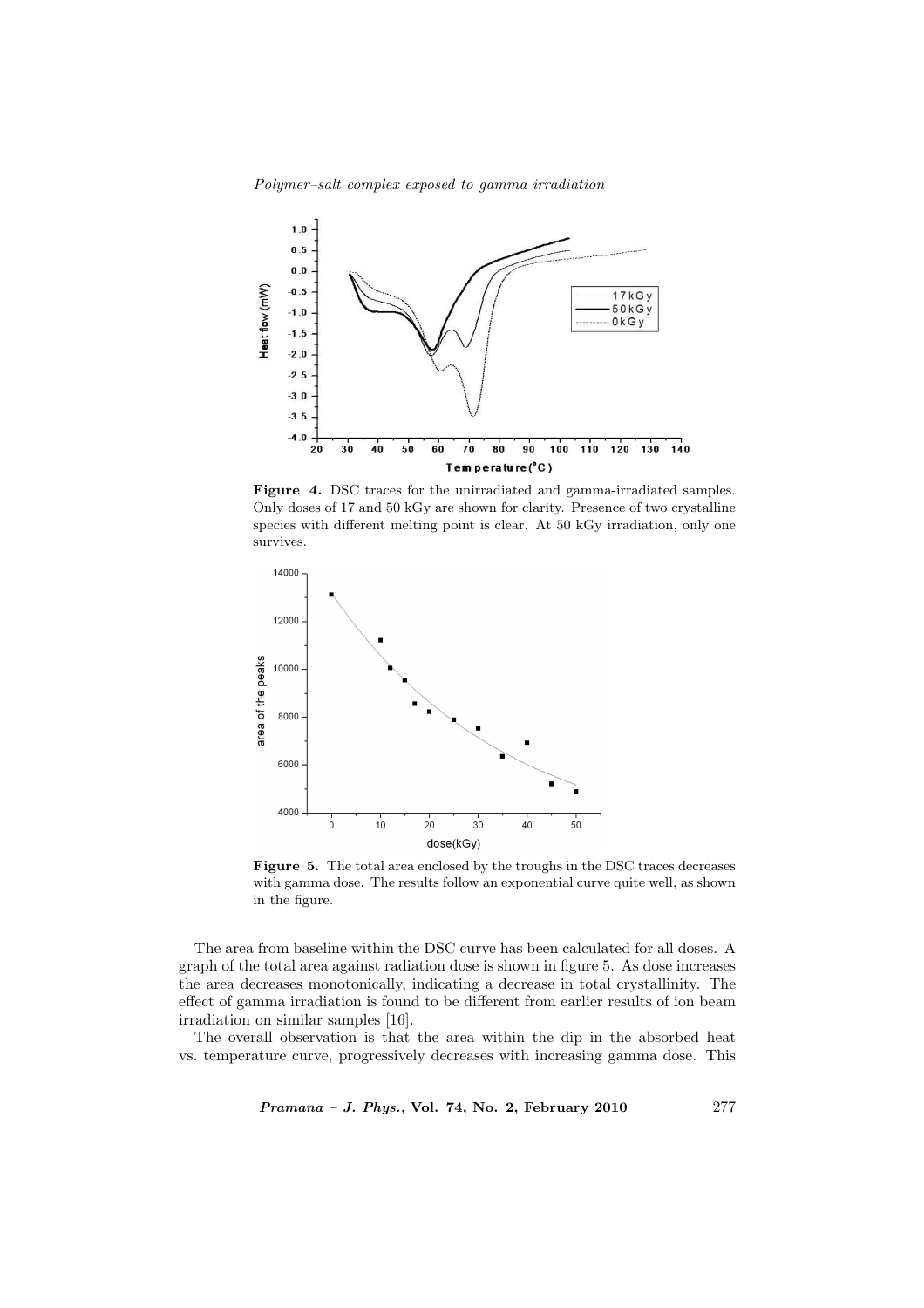**Figure 4.** DSC traces for the unirradiated and gamma-irradiated samples. Only doses of 17 and 50 kGy are shown for clarity. Presence of two crystalline species with different melting point is clear. At 50 kGy irradiation, only one survives.

**Figure 5.** The total area enclosed by the troughs in the DSC traces decreases with gamma dose. The results follow an exponential curve quite well, as shown in the figure.

The area from baseline within the DSC curve has been calculated for all doses. A graph of the total area against radiation dose is shown in figure 5. As dose increases the area decreases monotonically, indicating a decrease in total crystallinity. The effect of gamma irradiation is found to be different from earlier results of ion beam irradiation on similar samples [16].

The overall observation is that the area within the dip in the absorbed heat vs. temperature curve, progressively decreases with increasing gamma dose. This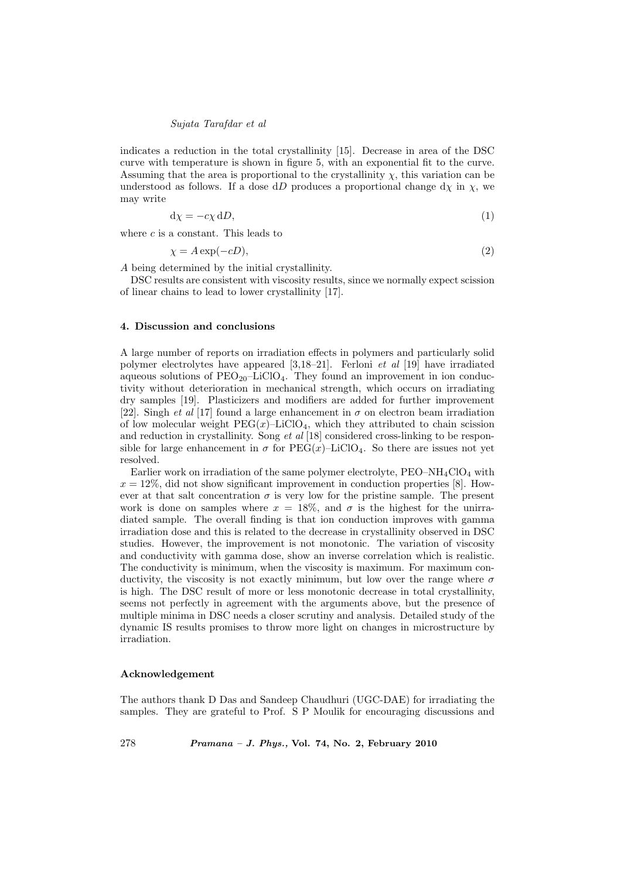indicates a reduction in the total crystallinity [15]. Decrease in area of the DSC curve with temperature is shown in figure 5, with an exponential fit to the curve. Assuming that the area is proportional to the crystallinity $\chi$, this variation can be understood as follows. If a dose $\mathrm{d}D$ produces a proportional change $\mathrm{d}\chi$ in $\chi$, we may write

$$\mathrm{d}\chi = -c\chi\,\mathrm{d}D, \tag{1}$$

where $c$ is a constant. This leads to

$$\chi = A\exp(-cD), \tag{2}$$

$A$ being determined by the initial crystallinity.

DSC results are consistent with viscosity results, since we normally expect scission of linear chains to lead to lower crystallinity [17].

## 4. Discussion and conclusions

A large number of reports on irradiation effects in polymers and particularly solid polymer electrolytes have appeared [3,18–21]. Ferloni *et al* [19] have irradiated aqueous solutions of $PEO_{20}$–$LiClO_4$. They found an improvement in ion conductivity without deterioration in mechanical strength, which occurs on irradiating dry samples [19]. Plasticizers and modifiers are added for further improvement [22]. Singh *et al* [17] found a large enhancement in $\sigma$ on electron beam irradiation of low molecular weight $PEG(x)$–$LiClO_4$, which they attributed to chain scission and reduction in crystallinity. Song *et al* [18] considered cross-linking to be responsible for large enhancement in $\sigma$ for $PEG(x)$–$LiClO_4$. So there are issues not yet resolved.

Earlier work on irradiation of the same polymer electrolyte, PEO–$NH_4ClO_4$ with $x = 12\%$, did not show significant improvement in conduction properties [8]. However at that salt concentration $\sigma$ is very low for the pristine sample. The present work is done on samples where $x = 18\%$, and $\sigma$ is the highest for the unirradiated sample. The overall finding is that ion conduction improves with gamma irradiation dose and this is related to the decrease in crystallinity observed in DSC studies. However, the improvement is not monotonic. The variation of viscosity and conductivity with gamma dose, show an inverse correlation which is realistic. The conductivity is minimum, when the viscosity is maximum. For maximum conductivity, the viscosity is not exactly minimum, but low over the range where $\sigma$ is high. The DSC result of more or less monotonic decrease in total crystallinity, seems not perfectly in agreement with the arguments above, but the presence of multiple minima in DSC needs a closer scrutiny and analysis. Detailed study of the dynamic IS results promises to throw more light on changes in microstructure by irradiation.

## Acknowledgement

The authors thank D Das and Sandeep Chaudhuri (UGC-DAE) for irradiating the samples. They are grateful to Prof. S P Moulik for encouraging discussions and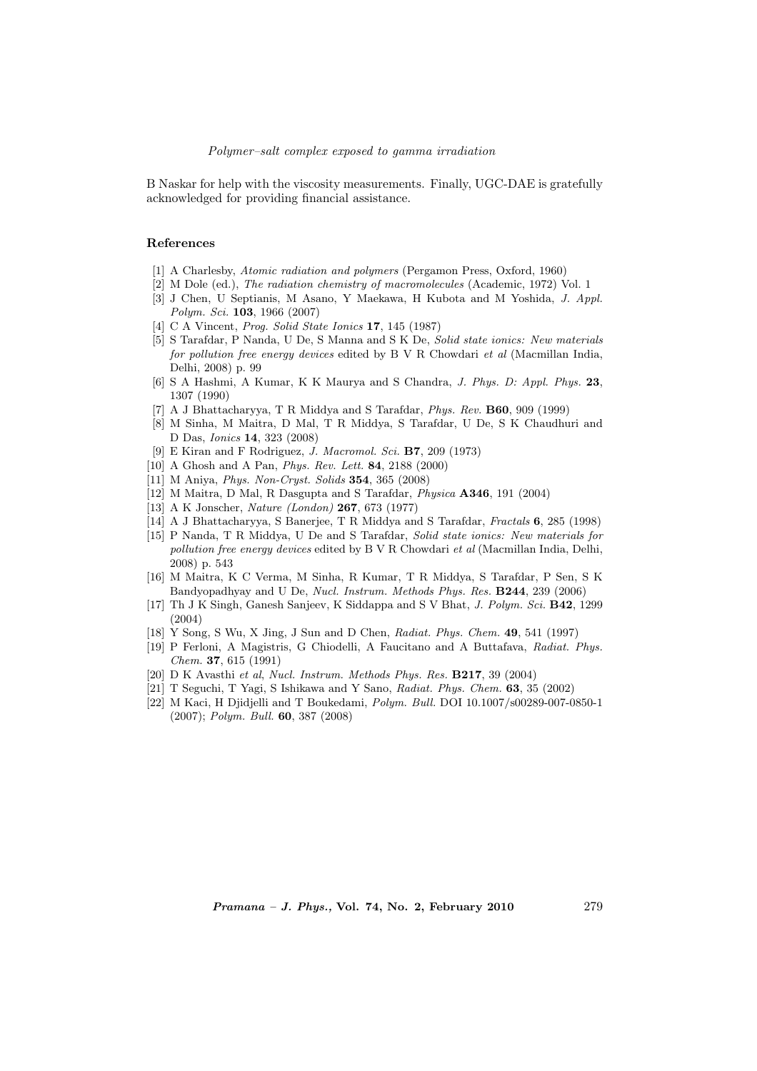B Naskar for help with the viscosity measurements. Finally, UGC-DAE is gratefully acknowledged for providing financial assistance.

## References

[1] A Charlesby, *Atomic radiation and polymers* (Pergamon Press, Oxford, 1960)

[2] M Dole (ed.), *The radiation chemistry of macromolecules* (Academic, 1972) Vol. 1

[3] J Chen, U Septianis, M Asano, Y Maekawa, H Kubota and M Yoshida, *J. Appl. Polym. Sci.* **103**, 1966 (2007)

[4] C A Vincent, *Prog. Solid State Ionics* **17**, 145 (1987)

[5] S Tarafdar, P Nanda, U De, S Manna and S K De, *Solid state ionics: New materials for pollution free energy devices* edited by B V R Chowdari *et al* (Macmillan India, Delhi, 2008) p. 99

[6] S A Hashmi, A Kumar, K K Maurya and S Chandra, *J. Phys. D: Appl. Phys.* **23**, 1307 (1990)

[7] A J Bhattacharyya, T R Middya and S Tarafdar, *Phys. Rev.* **B60**, 909 (1999)

[8] M Sinha, M Maitra, D Mal, T R Middya, S Tarafdar, U De, S K Chaudhuri and D Das, *Ionics* **14**, 323 (2008)

[9] E Kiran and F Rodriguez, *J. Macromol. Sci.* **B7**, 209 (1973)

[10] A Ghosh and A Pan, *Phys. Rev. Lett.* **84**, 2188 (2000)

[11] M Aniya, *Phys. Non-Cryst. Solids* **354**, 365 (2008)

[12] M Maitra, D Mal, R Dasgupta and S Tarafdar, *Physica* **A346**, 191 (2004)

[13] A K Jonscher, *Nature (London)* **267**, 673 (1977)

[14] A J Bhattacharyya, S Banerjee, T R Middya and S Tarafdar, *Fractals* **6**, 285 (1998)

[15] P Nanda, T R Middya, U De and S Tarafdar, *Solid state ionics: New materials for pollution free energy devices* edited by B V R Chowdari *et al* (Macmillan India, Delhi, 2008) p. 543

[16] M Maitra, K C Verma, M Sinha, R Kumar, T R Middya, S Tarafdar, P Sen, S K Bandyopadhyay and U De, *Nucl. Instrum. Methods Phys. Res.* **B244**, 239 (2006)

[17] Th J K Singh, Ganesh Sanjeev, K Siddappa and S V Bhat, *J. Polym. Sci.* **B42**, 1299 (2004)

[18] Y Song, S Wu, X Jing, J Sun and D Chen, *Radiat. Phys. Chem.* **49**, 541 (1997)

[19] P Ferloni, A Magistris, G Chiodelli, A Faucitano and A Buttafava, *Radiat. Phys. Chem.* **37**, 615 (1991)

[20] D K Avasthi *et al*, *Nucl. Instrum. Methods Phys. Res.* **B217**, 39 (2004)

[21] T Seguchi, T Yagi, S Ishikawa and Y Sano, *Radiat. Phys. Chem.* **63**, 35 (2002)

[22] M Kaci, H Djidjelli and T Boukedami, *Polym. Bull.* DOI 10.1007/s00289-007-0850-1 (2007); *Polym. Bull.* **60**, 387 (2008)